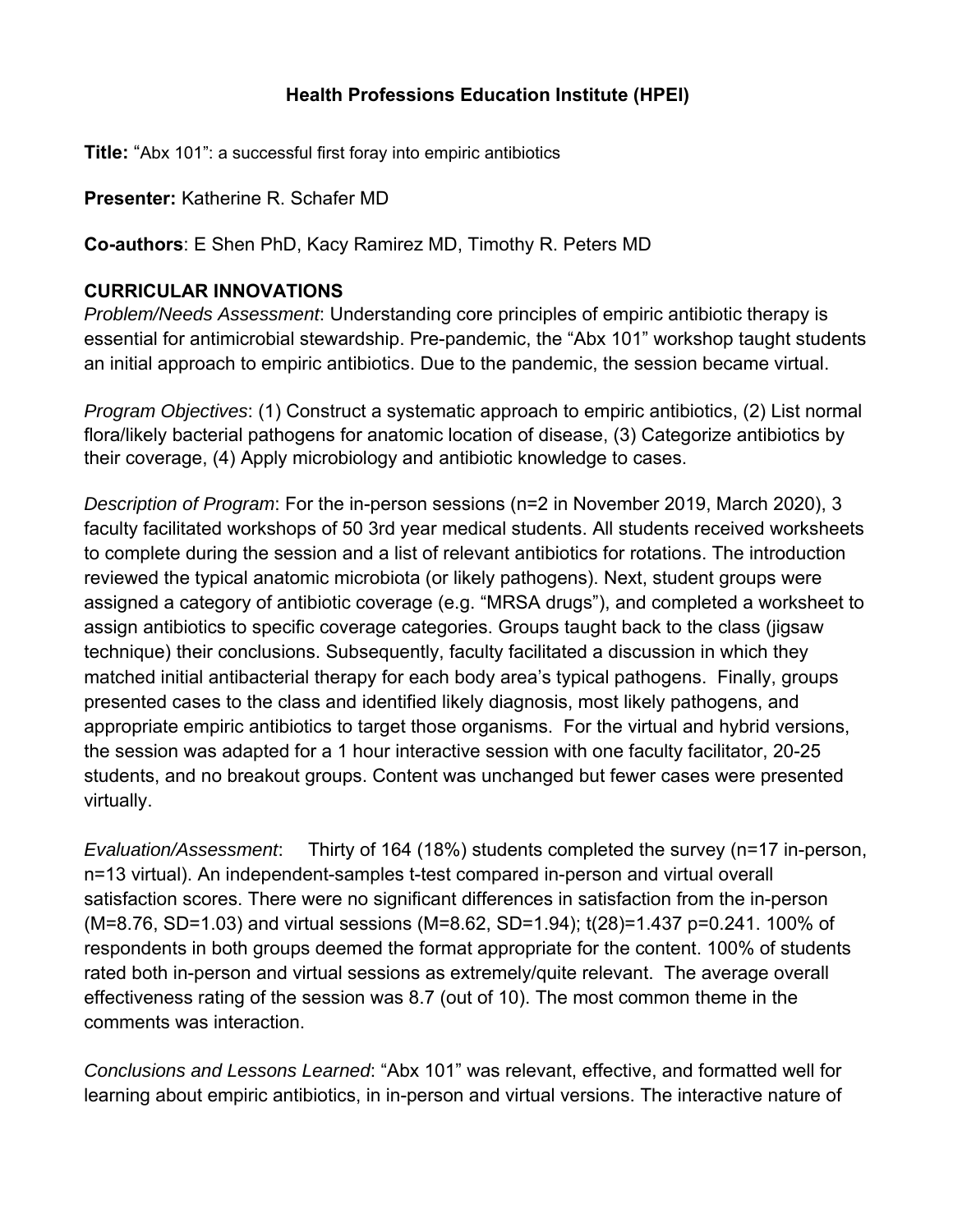**Health Professions Education Institute (HPEI)**

**Title:** "Abx 101": a successful first foray into empiric antibiotics

**Presenter:** Katherine R. Schafer MD

**Co-authors**: E Shen PhD, Kacy Ramirez MD, Timothy R. Peters MD

**CURRICULAR INNOVATIONS**

*Problem/Needs Assessment*: Understanding core principles of empiric antibiotic therapy is essential for antimicrobial stewardship. Pre-pandemic, the "Abx 101" workshop taught students an initial approach to empiric antibiotics. Due to the pandemic, the session became virtual.

*Program Objectives*: (1) Construct a systematic approach to empiric antibiotics, (2) List normal flora/likely bacterial pathogens for anatomic location of disease, (3) Categorize antibiotics by their coverage, (4) Apply microbiology and antibiotic knowledge to cases.

*Description of Program*: For the in-person sessions (n=2 in November 2019, March 2020), 3 faculty facilitated workshops of 50 3rd year medical students. All students received worksheets to complete during the session and a list of relevant antibiotics for rotations. The introduction reviewed the typical anatomic microbiota (or likely pathogens). Next, student groups were assigned a category of antibiotic coverage (e.g. "MRSA drugs"), and completed a worksheet to assign antibiotics to specific coverage categories. Groups taught back to the class (jigsaw technique) their conclusions. Subsequently, faculty facilitated a discussion in which they matched initial antibacterial therapy for each body area's typical pathogens. Finally, groups presented cases to the class and identified likely diagnosis, most likely pathogens, and appropriate empiric antibiotics to target those organisms. For the virtual and hybrid versions, the session was adapted for a 1 hour interactive session with one faculty facilitator, 20-25 students, and no breakout groups. Content was unchanged but fewer cases were presented virtually.

*Evaluation/Assessment*: Thirty of 164 (18%) students completed the survey (n=17 in-person, n=13 virtual). An independent-samples t-test compared in-person and virtual overall satisfaction scores. There were no significant differences in satisfaction from the in-person ($M=8.76$, $SD=1.03$) and virtual sessions ($M=8.62$, $SD=1.94$); $t(28)=1.437$ $p=0.241$. 100% of respondents in both groups deemed the format appropriate for the content. 100% of students rated both in-person and virtual sessions as extremely/quite relevant. The average overall effectiveness rating of the session was 8.7 (out of 10). The most common theme in the comments was interaction.

*Conclusions and Lessons Learned*: "Abx 101" was relevant, effective, and formatted well for learning about empiric antibiotics, in in-person and virtual versions. The interactive nature of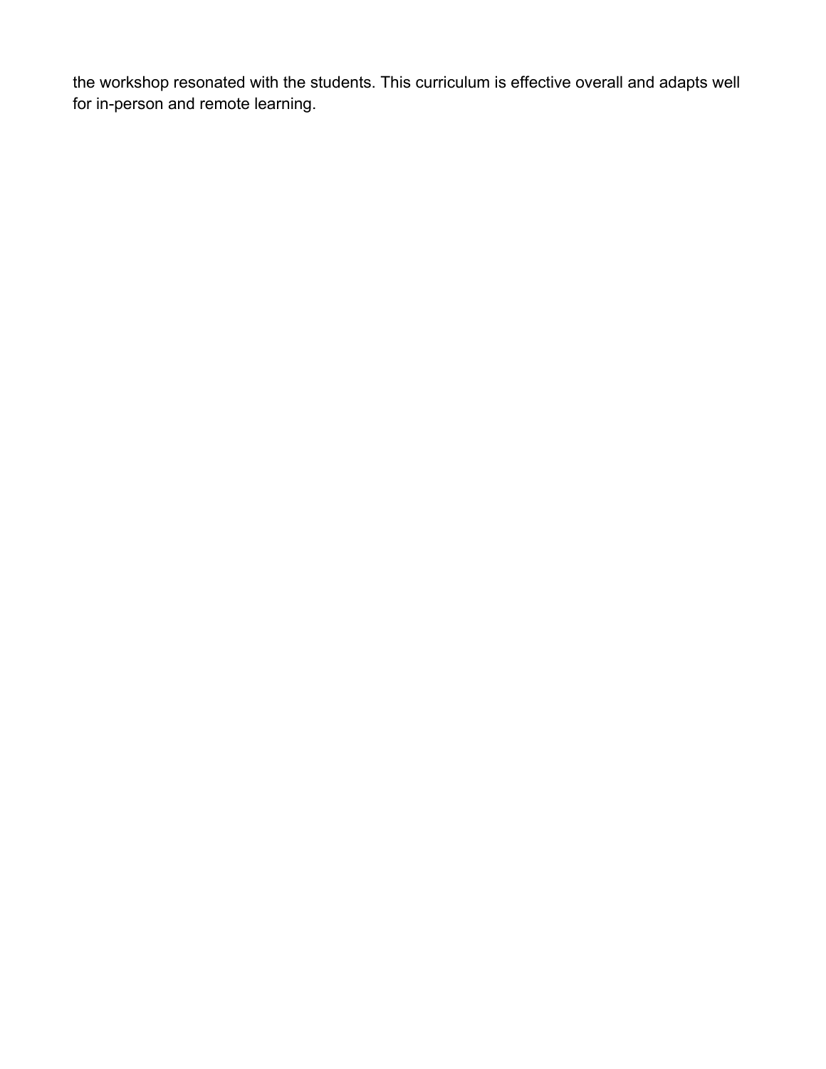the workshop resonated with the students. This curriculum is effective overall and adapts well for in-person and remote learning.